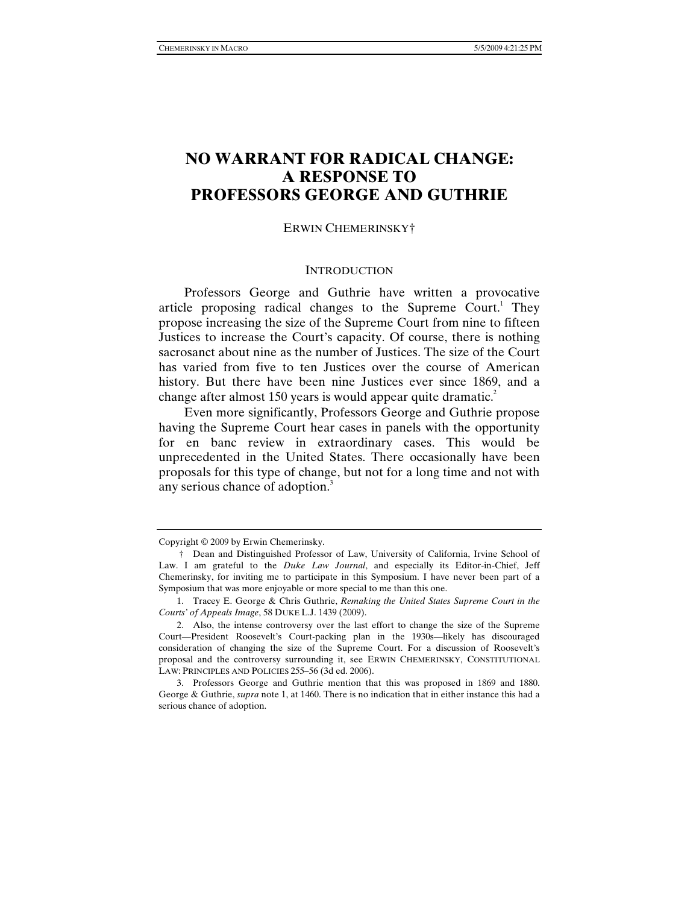# NO WARRANT FOR RADICAL CHANGE: A RESPONSE TO PROFESSORS GEORGE AND GUTHRIE

ERWIN CHEMERINSKY†

## INTRODUCTION

Professors George and Guthrie have written a provocative article proposing radical changes to the Supreme Court.[1] They propose increasing the size of the Supreme Court from nine to fifteen Justices to increase the Court's capacity. Of course, there is nothing sacrosanct about nine as the number of Justices. The size of the Court has varied from five to ten Justices over the course of American history. But there have been nine Justices ever since 1869, and a change after almost 150 years is would appear quite dramatic.[2]

Even more significantly, Professors George and Guthrie propose having the Supreme Court hear cases in panels with the opportunity for en banc review in extraordinary cases. This would be unprecedented in the United States. There occasionally have been proposals for this type of change, but not for a long time and not with any serious chance of adoption.[3]

---

Copyright © 2009 by Erwin Chemerinsky.

† Dean and Distinguished Professor of Law, University of California, Irvine School of Law. I am grateful to the *Duke Law Journal*, and especially its Editor-in-Chief, Jeff Chemerinsky, for inviting me to participate in this Symposium. I have never been part of a Symposium that was more enjoyable or more special to me than this one.

1. Tracey E. George & Chris Guthrie, *Remaking the United States Supreme Court in the Courts' of Appeals Image*, 58 DUKE L.J. 1439 (2009).

2. Also, the intense controversy over the last effort to change the size of the Supreme Court—President Roosevelt's Court-packing plan in the 1930s—likely has discouraged consideration of changing the size of the Supreme Court. For a discussion of Roosevelt's proposal and the controversy surrounding it, see ERWIN CHEMERINSKY, CONSTITUTIONAL LAW: PRINCIPLES AND POLICIES 255–56 (3d ed. 2006).

3. Professors George and Guthrie mention that this was proposed in 1869 and 1880. George & Guthrie, *supra* note 1, at 1460. There is no indication that in either instance this had a serious chance of adoption.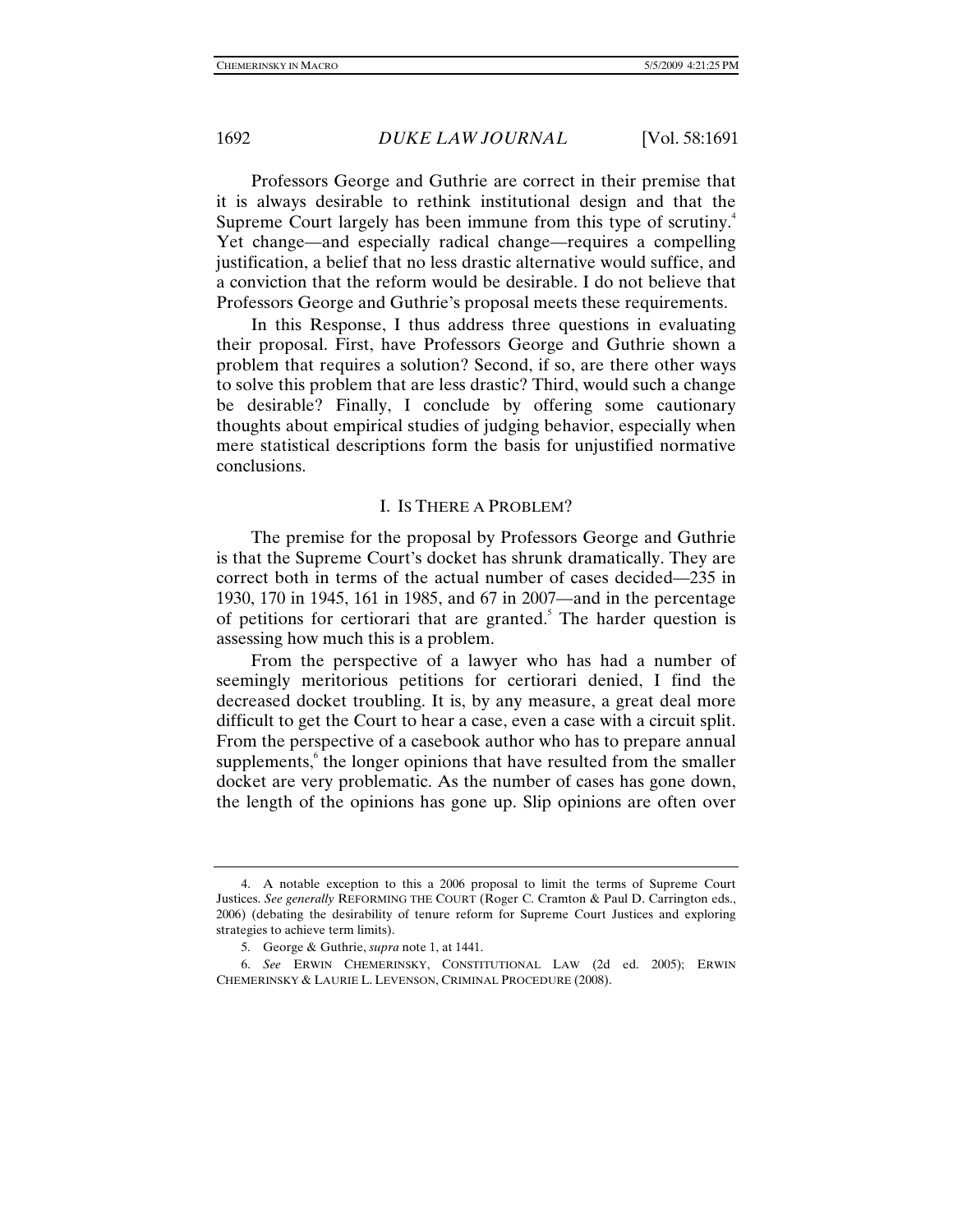Professors George and Guthrie are correct in their premise that it is always desirable to rethink institutional design and that the Supreme Court largely has been immune from this type of scrutiny.[4] Yet change—and especially radical change—requires a compelling justification, a belief that no less drastic alternative would suffice, and a conviction that the reform would be desirable. I do not believe that Professors George and Guthrie's proposal meets these requirements.

In this Response, I thus address three questions in evaluating their proposal. First, have Professors George and Guthrie shown a problem that requires a solution? Second, if so, are there other ways to solve this problem that are less drastic? Third, would such a change be desirable? Finally, I conclude by offering some cautionary thoughts about empirical studies of judging behavior, especially when mere statistical descriptions form the basis for unjustified normative conclusions.

## I. IS THERE A PROBLEM?

The premise for the proposal by Professors George and Guthrie is that the Supreme Court's docket has shrunk dramatically. They are correct both in terms of the actual number of cases decided—235 in 1930, 170 in 1945, 161 in 1985, and 67 in 2007—and in the percentage of petitions for certiorari that are granted.[5] The harder question is assessing how much this is a problem.

From the perspective of a lawyer who has had a number of seemingly meritorious petitions for certiorari denied, I find the decreased docket troubling. It is, by any measure, a great deal more difficult to get the Court to hear a case, even a case with a circuit split. From the perspective of a casebook author who has to prepare annual supplements,[6] the longer opinions that have resulted from the smaller docket are very problematic. As the number of cases has gone down, the length of the opinions has gone up. Slip opinions are often over

---

4. A notable exception to this a 2006 proposal to limit the terms of Supreme Court Justices. *See generally* REFORMING THE COURT (Roger C. Cramton & Paul D. Carrington eds., 2006) (debating the desirability of tenure reform for Supreme Court Justices and exploring strategies to achieve term limits).

5. George & Guthrie, *supra* note 1, at 1441.

6. *See* ERWIN CHEMERINSKY, CONSTITUTIONAL LAW (2d ed. 2005); ERWIN CHEMERINSKY & LAURIE L. LEVENSON, CRIMINAL PROCEDURE (2008).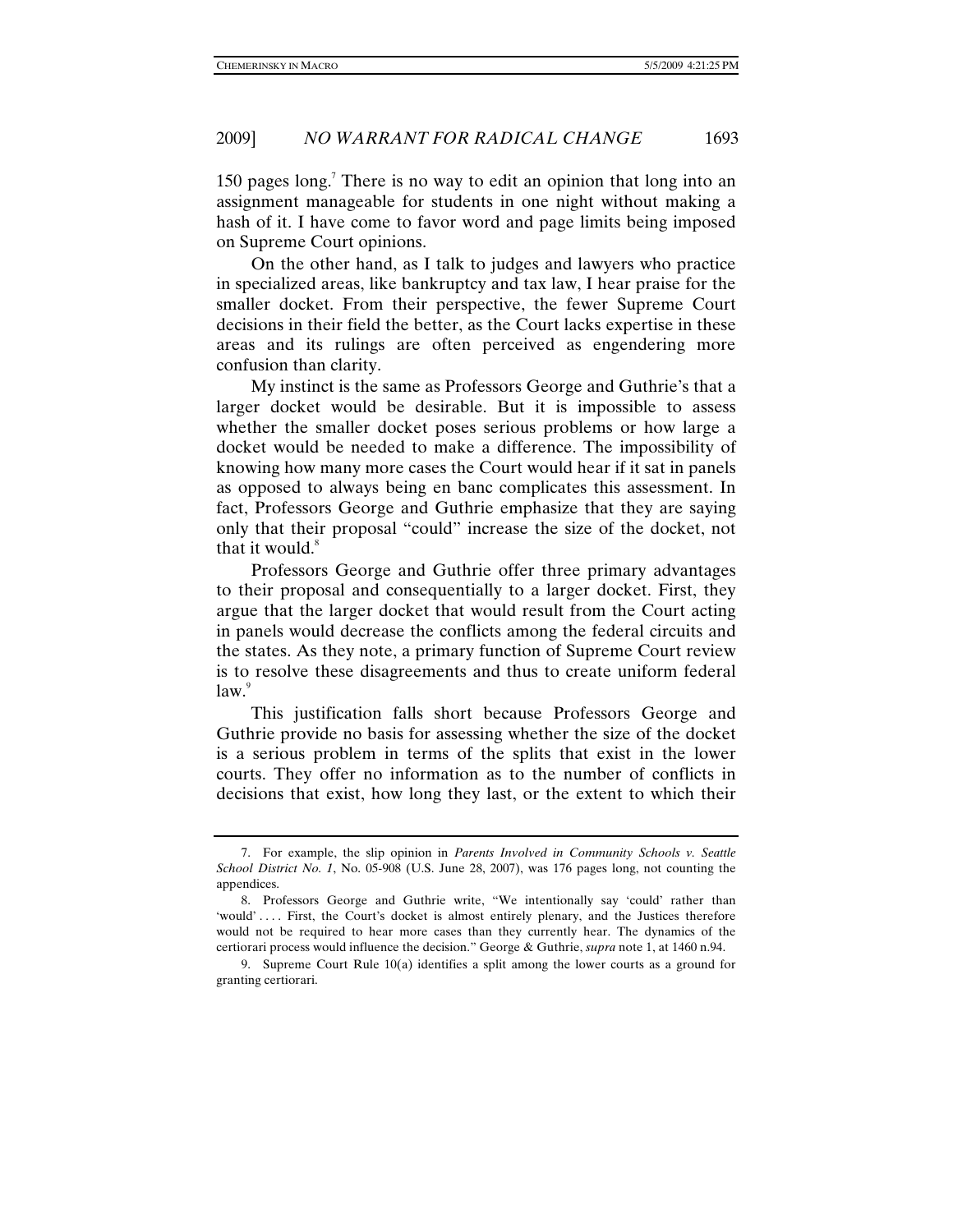150 pages long.[7] There is no way to edit an opinion that long into an assignment manageable for students in one night without making a hash of it. I have come to favor word and page limits being imposed on Supreme Court opinions.

On the other hand, as I talk to judges and lawyers who practice in specialized areas, like bankruptcy and tax law, I hear praise for the smaller docket. From their perspective, the fewer Supreme Court decisions in their field the better, as the Court lacks expertise in these areas and its rulings are often perceived as engendering more confusion than clarity.

My instinct is the same as Professors George and Guthrie's that a larger docket would be desirable. But it is impossible to assess whether the smaller docket poses serious problems or how large a docket would be needed to make a difference. The impossibility of knowing how many more cases the Court would hear if it sat in panels as opposed to always being en banc complicates this assessment. In fact, Professors George and Guthrie emphasize that they are saying only that their proposal "could" increase the size of the docket, not that it would.[8]

Professors George and Guthrie offer three primary advantages to their proposal and consequentially to a larger docket. First, they argue that the larger docket that would result from the Court acting in panels would decrease the conflicts among the federal circuits and the states. As they note, a primary function of Supreme Court review is to resolve these disagreements and thus to create uniform federal law.[9]

This justification falls short because Professors George and Guthrie provide no basis for assessing whether the size of the docket is a serious problem in terms of the splits that exist in the lower courts. They offer no information as to the number of conflicts in decisions that exist, how long they last, or the extent to which their

---

7. For example, the slip opinion in *Parents Involved in Community Schools v. Seattle School District No. 1*, No. 05-908 (U.S. June 28, 2007), was 176 pages long, not counting the appendices.

8. Professors George and Guthrie write, "We intentionally say 'could' rather than 'would' . . . . First, the Court's docket is almost entirely plenary, and the Justices therefore would not be required to hear more cases than they currently hear. The dynamics of the certiorari process would influence the decision." George & Guthrie, *supra* note 1, at 1460 n.94.

9. Supreme Court Rule 10(a) identifies a split among the lower courts as a ground for granting certiorari.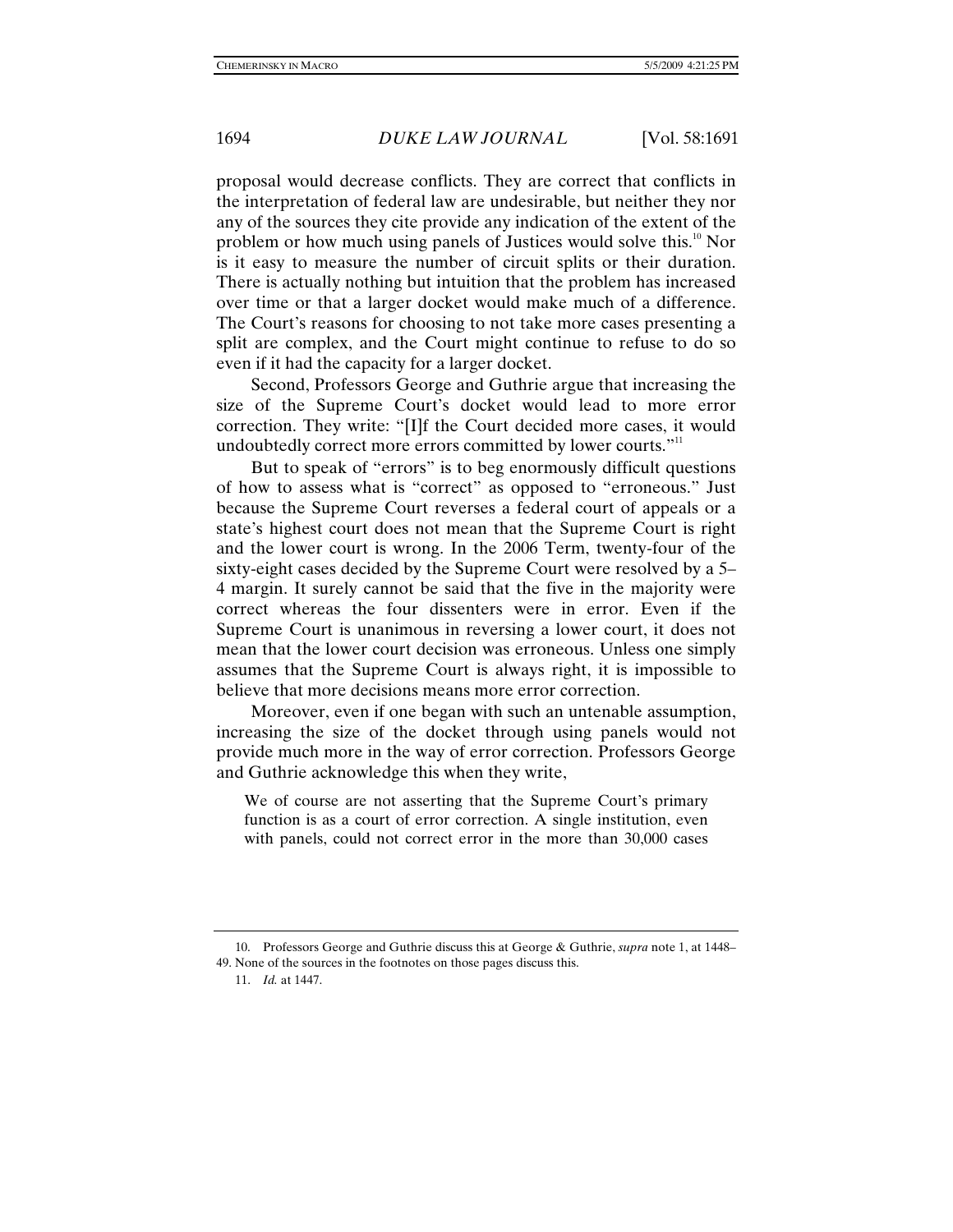proposal would decrease conflicts. They are correct that conflicts in the interpretation of federal law are undesirable, but neither they nor any of the sources they cite provide any indication of the extent of the problem or how much using panels of Justices would solve this.[10] Nor is it easy to measure the number of circuit splits or their duration. There is actually nothing but intuition that the problem has increased over time or that a larger docket would make much of a difference. The Court's reasons for choosing to not take more cases presenting a split are complex, and the Court might continue to refuse to do so even if it had the capacity for a larger docket.

Second, Professors George and Guthrie argue that increasing the size of the Supreme Court's docket would lead to more error correction. They write: "[I]f the Court decided more cases, it would undoubtedly correct more errors committed by lower courts."[11]

But to speak of "errors" is to beg enormously difficult questions of how to assess what is "correct" as opposed to "erroneous." Just because the Supreme Court reverses a federal court of appeals or a state's highest court does not mean that the Supreme Court is right and the lower court is wrong. In the 2006 Term, twenty-four of the sixty-eight cases decided by the Supreme Court were resolved by a 5–4 margin. It surely cannot be said that the five in the majority were correct whereas the four dissenters were in error. Even if the Supreme Court is unanimous in reversing a lower court, it does not mean that the lower court decision was erroneous. Unless one simply assumes that the Supreme Court is always right, it is impossible to believe that more decisions means more error correction.

Moreover, even if one began with such an untenable assumption, increasing the size of the docket through using panels would not provide much more in the way of error correction. Professors George and Guthrie acknowledge this when they write,

> We of course are not asserting that the Supreme Court's primary function is as a court of error correction. A single institution, even with panels, could not correct error in the more than 30,000 cases

---

10. Professors George and Guthrie discuss this at George & Guthrie, *supra* note 1, at 1448–49. None of the sources in the footnotes on those pages discuss this.

11. *Id.* at 1447.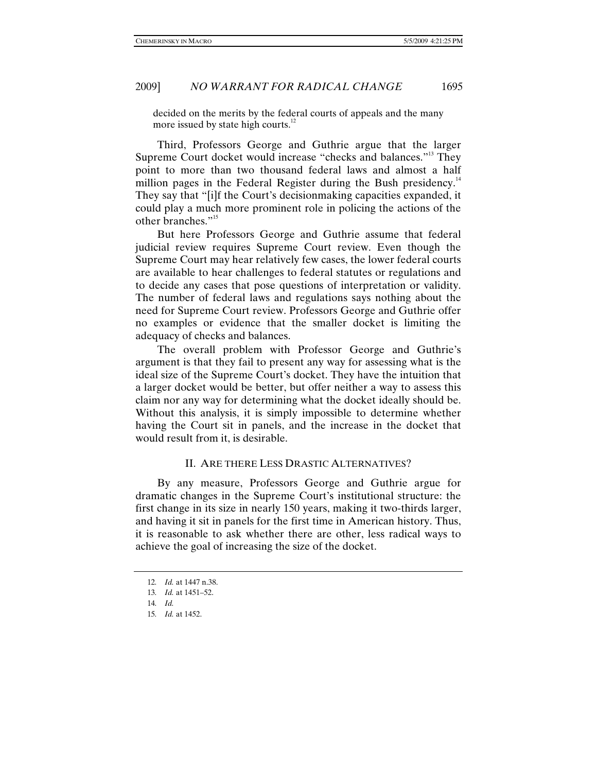decided on the merits by the federal courts of appeals and the many more issued by state high courts.[12]

Third, Professors George and Guthrie argue that the larger Supreme Court docket would increase "checks and balances."[13] They point to more than two thousand federal laws and almost a half million pages in the Federal Register during the Bush presidency.[14] They say that "[i]f the Court's decisionmaking capacities expanded, it could play a much more prominent role in policing the actions of the other branches."[15]

But here Professors George and Guthrie assume that federal judicial review requires Supreme Court review. Even though the Supreme Court may hear relatively few cases, the lower federal courts are available to hear challenges to federal statutes or regulations and to decide any cases that pose questions of interpretation or validity. The number of federal laws and regulations says nothing about the need for Supreme Court review. Professors George and Guthrie offer no examples or evidence that the smaller docket is limiting the adequacy of checks and balances.

The overall problem with Professor George and Guthrie's argument is that they fail to present any way for assessing what is the ideal size of the Supreme Court's docket. They have the intuition that a larger docket would be better, but offer neither a way to assess this claim nor any way for determining what the docket ideally should be. Without this analysis, it is simply impossible to determine whether having the Court sit in panels, and the increase in the docket that would result from it, is desirable.

## II. Are there Less Drastic Alternatives?

By any measure, Professors George and Guthrie argue for dramatic changes in the Supreme Court's institutional structure: the first change in its size in nearly 150 years, making it two-thirds larger, and having it sit in panels for the first time in American history. Thus, it is reasonable to ask whether there are other, less radical ways to achieve the goal of increasing the size of the docket.

---

12. *Id.* at 1447 n.38.
13. *Id.* at 1451–52.
14. *Id.*
15. *Id.* at 1452.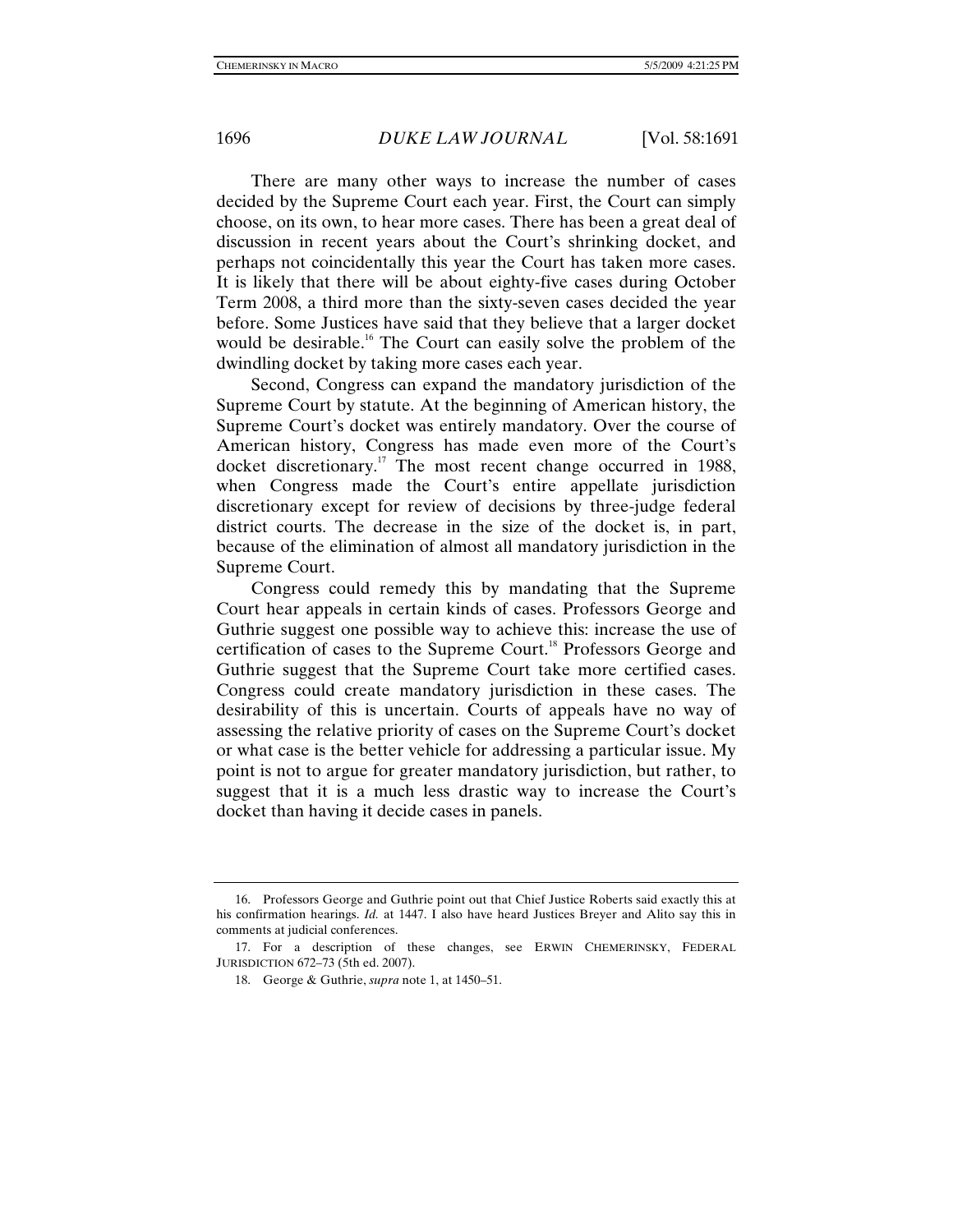There are many other ways to increase the number of cases decided by the Supreme Court each year. First, the Court can simply choose, on its own, to hear more cases. There has been a great deal of discussion in recent years about the Court's shrinking docket, and perhaps not coincidentally this year the Court has taken more cases. It is likely that there will be about eighty-five cases during October Term 2008, a third more than the sixty-seven cases decided the year before. Some Justices have said that they believe that a larger docket would be desirable.[16] The Court can easily solve the problem of the dwindling docket by taking more cases each year.

Second, Congress can expand the mandatory jurisdiction of the Supreme Court by statute. At the beginning of American history, the Supreme Court's docket was entirely mandatory. Over the course of American history, Congress has made even more of the Court's docket discretionary.[17] The most recent change occurred in 1988, when Congress made the Court's entire appellate jurisdiction discretionary except for review of decisions by three-judge federal district courts. The decrease in the size of the docket is, in part, because of the elimination of almost all mandatory jurisdiction in the Supreme Court.

Congress could remedy this by mandating that the Supreme Court hear appeals in certain kinds of cases. Professors George and Guthrie suggest one possible way to achieve this: increase the use of certification of cases to the Supreme Court.[18] Professors George and Guthrie suggest that the Supreme Court take more certified cases. Congress could create mandatory jurisdiction in these cases. The desirability of this is uncertain. Courts of appeals have no way of assessing the relative priority of cases on the Supreme Court's docket or what case is the better vehicle for addressing a particular issue. My point is not to argue for greater mandatory jurisdiction, but rather, to suggest that it is a much less drastic way to increase the Court's docket than having it decide cases in panels.

---

16. Professors George and Guthrie point out that Chief Justice Roberts said exactly this at his confirmation hearings. *Id.* at 1447. I also have heard Justices Breyer and Alito say this in comments at judicial conferences.

17. For a description of these changes, see ERWIN CHEMERINSKY, FEDERAL JURISDICTION 672–73 (5th ed. 2007).

18. George & Guthrie, *supra* note 1, at 1450–51.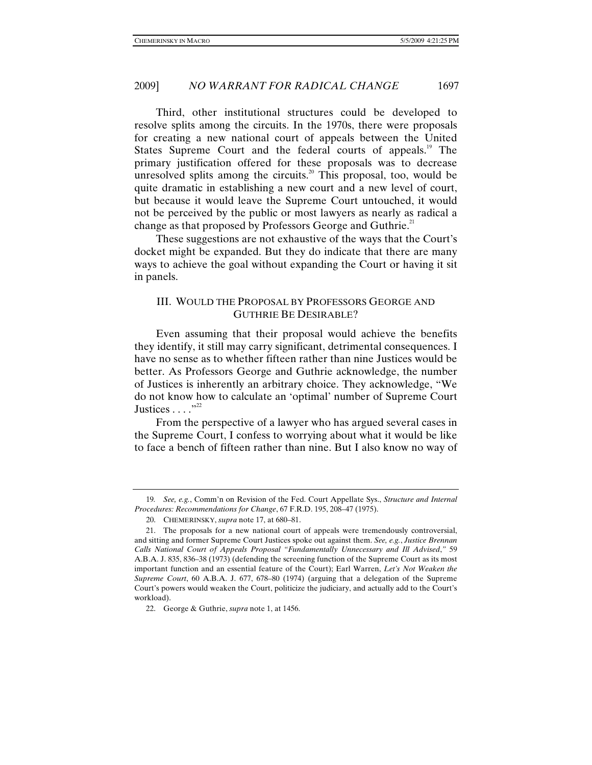Third, other institutional structures could be developed to resolve splits among the circuits. In the 1970s, there were proposals for creating a new national court of appeals between the United States Supreme Court and the federal courts of appeals.[19] The primary justification offered for these proposals was to decrease unresolved splits among the circuits.[20] This proposal, too, would be quite dramatic in establishing a new court and a new level of court, but because it would leave the Supreme Court untouched, it would not be perceived by the public or most lawyers as nearly as radical a change as that proposed by Professors George and Guthrie.[21]

These suggestions are not exhaustive of the ways that the Court's docket might be expanded. But they do indicate that there are many ways to achieve the goal without expanding the Court or having it sit in panels.

## III. WOULD THE PROPOSAL BY PROFESSORS GEORGE AND GUTHRIE BE DESIRABLE?

Even assuming that their proposal would achieve the benefits they identify, it still may carry significant, detrimental consequences. I have no sense as to whether fifteen rather than nine Justices would be better. As Professors George and Guthrie acknowledge, the number of Justices is inherently an arbitrary choice. They acknowledge, "We do not know how to calculate an 'optimal' number of Supreme Court Justices . . . ."[22]

From the perspective of a lawyer who has argued several cases in the Supreme Court, I confess to worrying about what it would be like to face a bench of fifteen rather than nine. But I also know no way of

---

19. *See, e.g.*, Comm'n on Revision of the Fed. Court Appellate Sys., *Structure and Internal Procedures: Recommendations for Change*, 67 F.R.D. 195, 208–47 (1975).

20. CHEMERINSKY, *supra* note 17, at 680–81.

21. The proposals for a new national court of appeals were tremendously controversial, and sitting and former Supreme Court Justices spoke out against them. *See, e.g.*, *Justice Brennan Calls National Court of Appeals Proposal "Fundamentally Unnecessary and Ill Advised*,*"* 59 A.B.A. J. 835, 836–38 (1973) (defending the screening function of the Supreme Court as its most important function and an essential feature of the Court); Earl Warren, *Let's Not Weaken the Supreme Court*, 60 A.B.A. J. 677, 678–80 (1974) (arguing that a delegation of the Supreme Court's powers would weaken the Court, politicize the judiciary, and actually add to the Court's workload).

22. George & Guthrie, *supra* note 1, at 1456.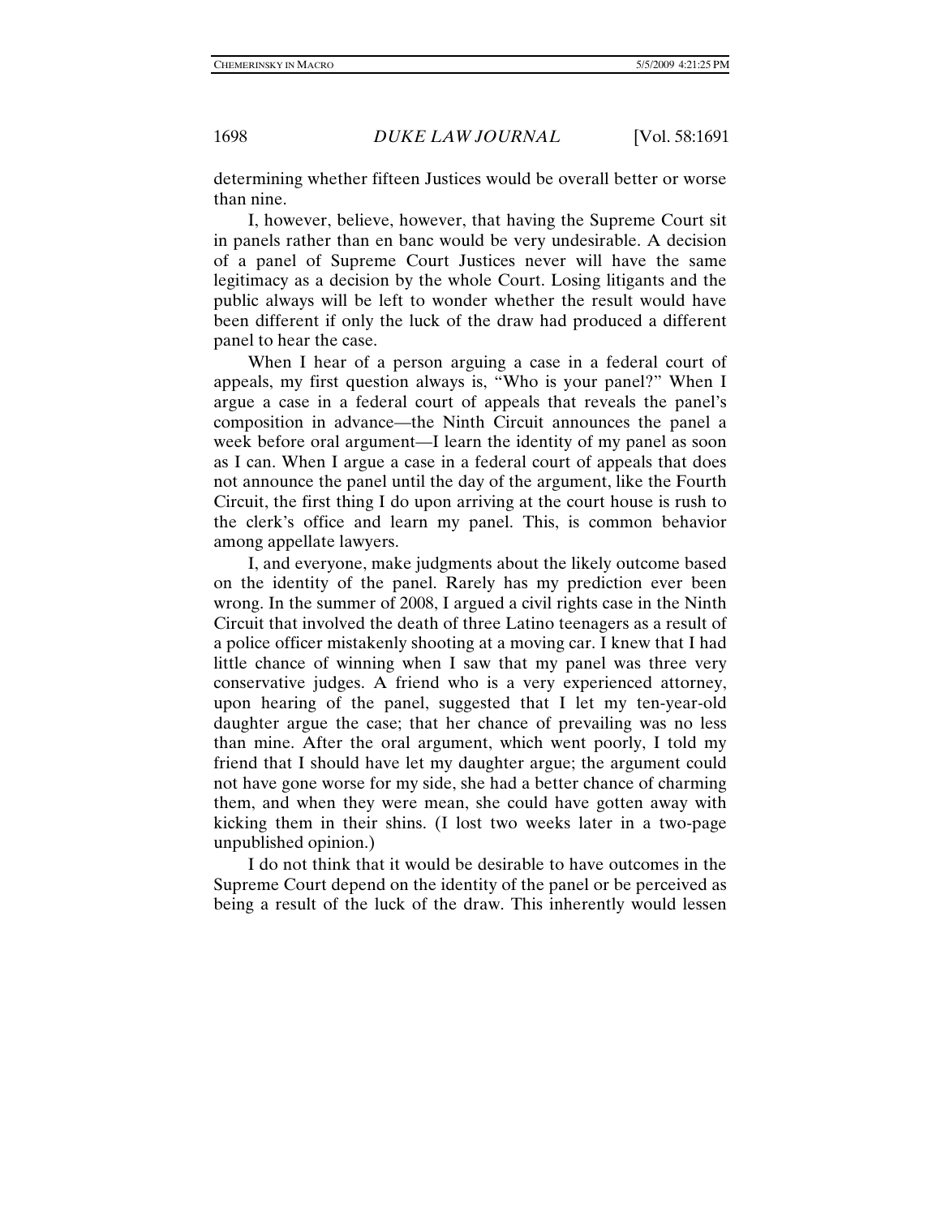determining whether fifteen Justices would be overall better or worse than nine.

I, however, believe, however, that having the Supreme Court sit in panels rather than en banc would be very undesirable. A decision of a panel of Supreme Court Justices never will have the same legitimacy as a decision by the whole Court. Losing litigants and the public always will be left to wonder whether the result would have been different if only the luck of the draw had produced a different panel to hear the case.

When I hear of a person arguing a case in a federal court of appeals, my first question always is, "Who is your panel?" When I argue a case in a federal court of appeals that reveals the panel's composition in advance—the Ninth Circuit announces the panel a week before oral argument—I learn the identity of my panel as soon as I can. When I argue a case in a federal court of appeals that does not announce the panel until the day of the argument, like the Fourth Circuit, the first thing I do upon arriving at the court house is rush to the clerk's office and learn my panel. This, is common behavior among appellate lawyers.

I, and everyone, make judgments about the likely outcome based on the identity of the panel. Rarely has my prediction ever been wrong. In the summer of 2008, I argued a civil rights case in the Ninth Circuit that involved the death of three Latino teenagers as a result of a police officer mistakenly shooting at a moving car. I knew that I had little chance of winning when I saw that my panel was three very conservative judges. A friend who is a very experienced attorney, upon hearing of the panel, suggested that I let my ten-year-old daughter argue the case; that her chance of prevailing was no less than mine. After the oral argument, which went poorly, I told my friend that I should have let my daughter argue; the argument could not have gone worse for my side, she had a better chance of charming them, and when they were mean, she could have gotten away with kicking them in their shins. (I lost two weeks later in a two-page unpublished opinion.)

I do not think that it would be desirable to have outcomes in the Supreme Court depend on the identity of the panel or be perceived as being a result of the luck of the draw. This inherently would lessen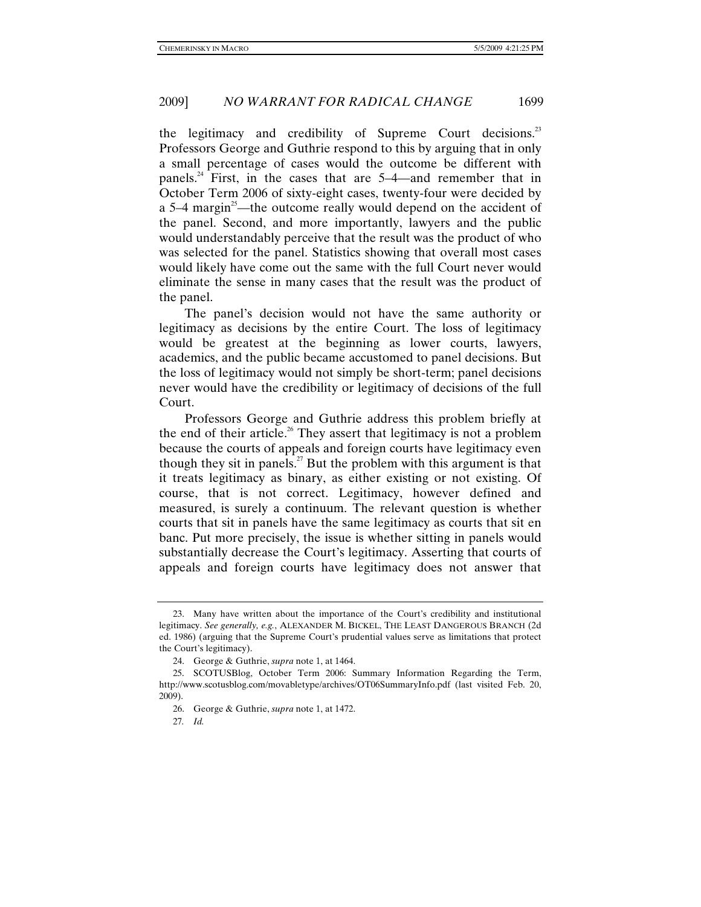the legitimacy and credibility of Supreme Court decisions.[23] Professors George and Guthrie respond to this by arguing that in only a small percentage of cases would the outcome be different with panels.[24] First, in the cases that are 5–4—and remember that in October Term 2006 of sixty-eight cases, twenty-four were decided by a 5–4 margin[25]—the outcome really would depend on the accident of the panel. Second, and more importantly, lawyers and the public would understandably perceive that the result was the product of who was selected for the panel. Statistics showing that overall most cases would likely have come out the same with the full Court never would eliminate the sense in many cases that the result was the product of the panel.

The panel's decision would not have the same authority or legitimacy as decisions by the entire Court. The loss of legitimacy would be greatest at the beginning as lower courts, lawyers, academics, and the public became accustomed to panel decisions. But the loss of legitimacy would not simply be short-term; panel decisions never would have the credibility or legitimacy of decisions of the full Court.

Professors George and Guthrie address this problem briefly at the end of their article.[26] They assert that legitimacy is not a problem because the courts of appeals and foreign courts have legitimacy even though they sit in panels.[27] But the problem with this argument is that it treats legitimacy as binary, as either existing or not existing. Of course, that is not correct. Legitimacy, however defined and measured, is surely a continuum. The relevant question is whether courts that sit in panels have the same legitimacy as courts that sit en banc. Put more precisely, the issue is whether sitting in panels would substantially decrease the Court's legitimacy. Asserting that courts of appeals and foreign courts have legitimacy does not answer that

---

23. Many have written about the importance of the Court's credibility and institutional legitimacy. *See generally, e.g.*, ALEXANDER M. BICKEL, THE LEAST DANGEROUS BRANCH (2d ed. 1986) (arguing that the Supreme Court's prudential values serve as limitations that protect the Court's legitimacy).

24. George & Guthrie, *supra* note 1, at 1464.

25. SCOTUSBlog, October Term 2006: Summary Information Regarding the Term, http://www.scotusblog.com/movabletype/archives/OT06SummaryInfo.pdf (last visited Feb. 20, 2009).

26. George & Guthrie, *supra* note 1, at 1472.

27. *Id.*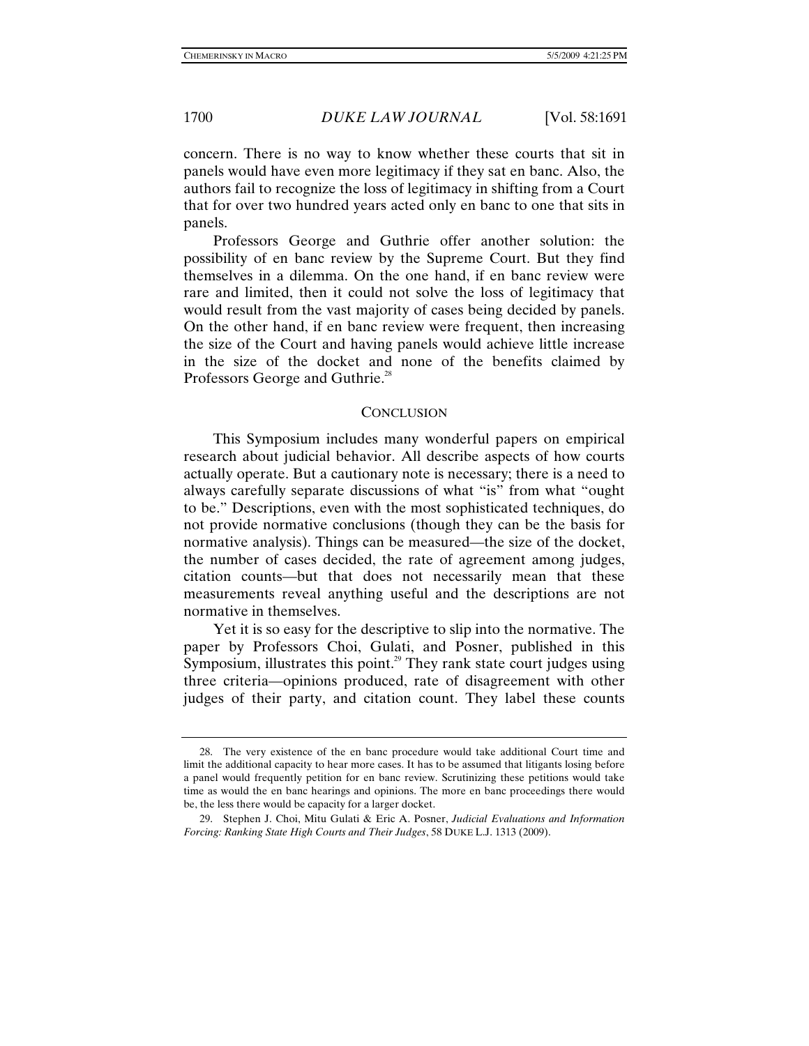concern. There is no way to know whether these courts that sit in panels would have even more legitimacy if they sat en banc. Also, the authors fail to recognize the loss of legitimacy in shifting from a Court that for over two hundred years acted only en banc to one that sits in panels.

Professors George and Guthrie offer another solution: the possibility of en banc review by the Supreme Court. But they find themselves in a dilemma. On the one hand, if en banc review were rare and limited, then it could not solve the loss of legitimacy that would result from the vast majority of cases being decided by panels. On the other hand, if en banc review were frequent, then increasing the size of the Court and having panels would achieve little increase in the size of the docket and none of the benefits claimed by Professors George and Guthrie.[28]

## CONCLUSION

This Symposium includes many wonderful papers on empirical research about judicial behavior. All describe aspects of how courts actually operate. But a cautionary note is necessary; there is a need to always carefully separate discussions of what "is" from what "ought to be." Descriptions, even with the most sophisticated techniques, do not provide normative conclusions (though they can be the basis for normative analysis). Things can be measured—the size of the docket, the number of cases decided, the rate of agreement among judges, citation counts—but that does not necessarily mean that these measurements reveal anything useful and the descriptions are not normative in themselves.

Yet it is so easy for the descriptive to slip into the normative. The paper by Professors Choi, Gulati, and Posner, published in this Symposium, illustrates this point.[29] They rank state court judges using three criteria—opinions produced, rate of disagreement with other judges of their party, and citation count. They label these counts

---

28. The very existence of the en banc procedure would take additional Court time and limit the additional capacity to hear more cases. It has to be assumed that litigants losing before a panel would frequently petition for en banc review. Scrutinizing these petitions would take time as would the en banc hearings and opinions. The more en banc proceedings there would be, the less there would be capacity for a larger docket.

29. Stephen J. Choi, Mitu Gulati & Eric A. Posner, *Judicial Evaluations and Information Forcing: Ranking State High Courts and Their Judges*, 58 DUKE L.J. 1313 (2009).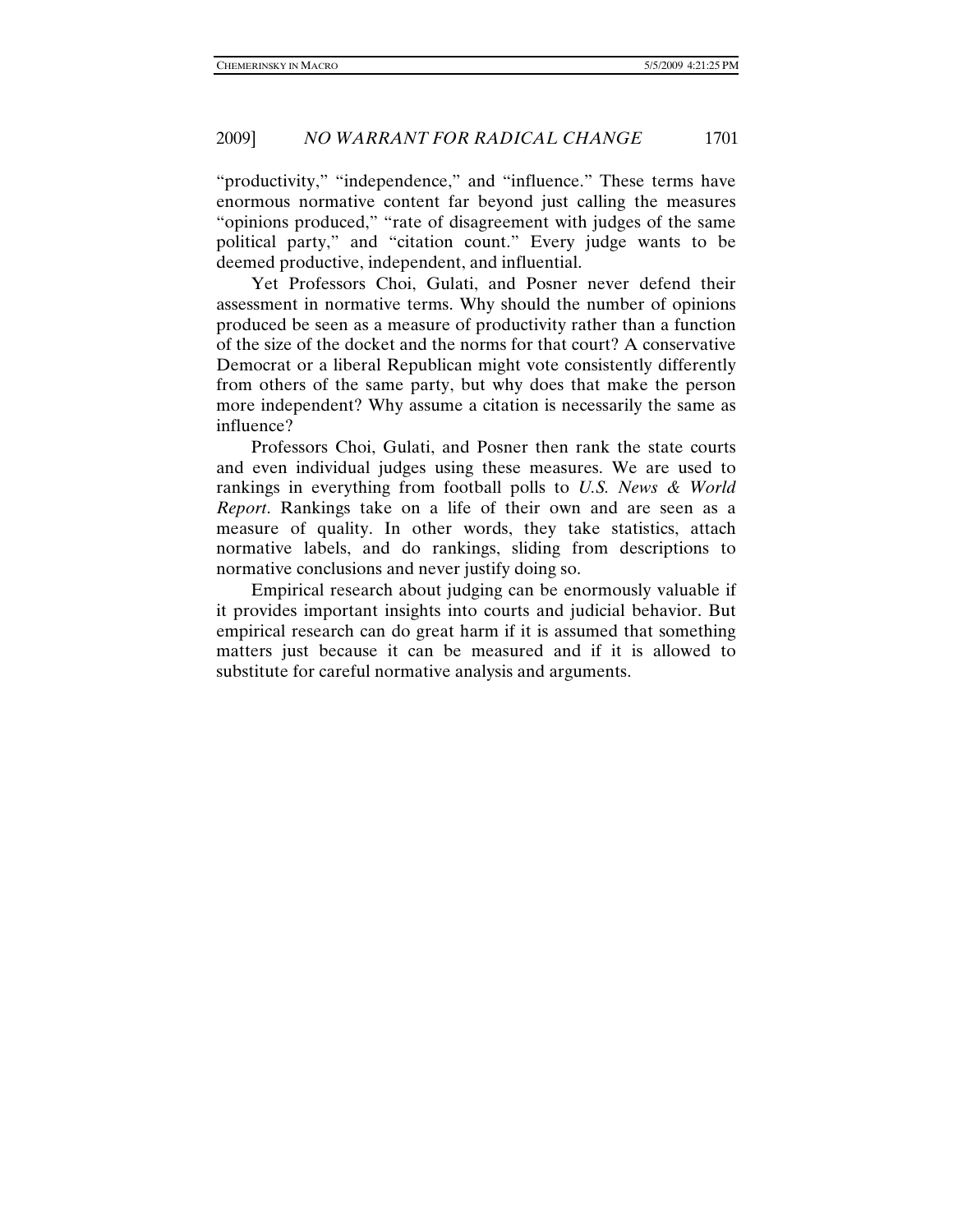"productivity," "independence," and "influence." These terms have enormous normative content far beyond just calling the measures "opinions produced," "rate of disagreement with judges of the same political party," and "citation count." Every judge wants to be deemed productive, independent, and influential.

Yet Professors Choi, Gulati, and Posner never defend their assessment in normative terms. Why should the number of opinions produced be seen as a measure of productivity rather than a function of the size of the docket and the norms for that court? A conservative Democrat or a liberal Republican might vote consistently differently from others of the same party, but why does that make the person more independent? Why assume a citation is necessarily the same as influence?

Professors Choi, Gulati, and Posner then rank the state courts and even individual judges using these measures. We are used to rankings in everything from football polls to *U.S. News & World Report*. Rankings take on a life of their own and are seen as a measure of quality. In other words, they take statistics, attach normative labels, and do rankings, sliding from descriptions to normative conclusions and never justify doing so.

Empirical research about judging can be enormously valuable if it provides important insights into courts and judicial behavior. But empirical research can do great harm if it is assumed that something matters just because it can be measured and if it is allowed to substitute for careful normative analysis and arguments.